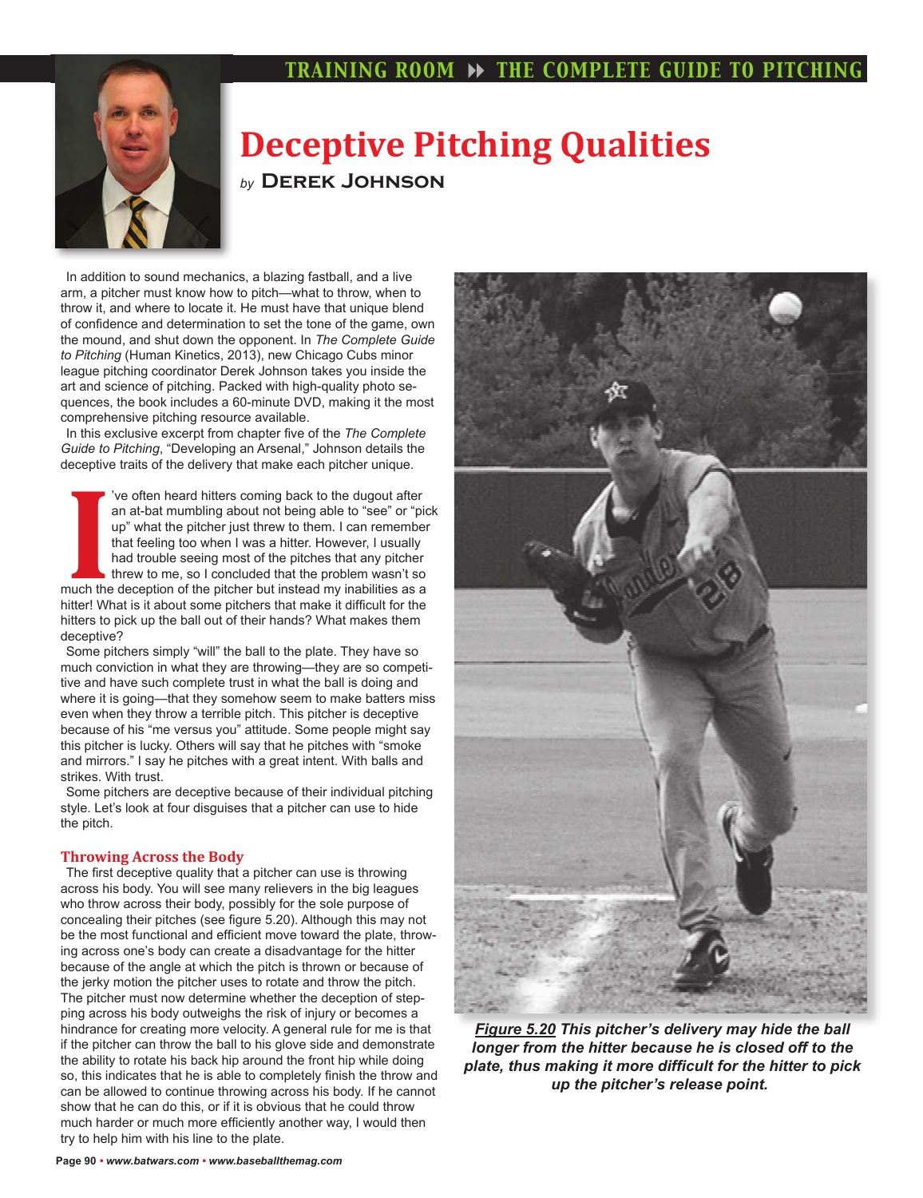# Deceptive Pitching Qualities

*by* **Derek Johnson**

In addition to sound mechanics, a blazing fastball, and a live arm, a pitcher must know how to pitch—what to throw, when to throw it, and where to locate it. He must have that unique blend of confidence and determination to set the tone of the game, own the mound, and shut down the opponent. In *The Complete Guide to Pitching* (Human Kinetics, 2013), new Chicago Cubs minor league pitching coordinator Derek Johnson takes you inside the art and science of pitching. Packed with high-quality photo sequences, the book includes a 60-minute DVD, making it the most comprehensive pitching resource available.

In this exclusive excerpt from chapter five of the *The Complete Guide to Pitching*, "Developing an Arsenal," Johnson details the deceptive traits of the delivery that make each pitcher unique.

I've often heard hitters coming back to the dugout after an at-bat mumbling about not being able to "see" or "pick up" what the pitcher just threw to them. I can remember that feeling too when I was a hitter. However, I usually had trouble seeing most of the pitches that any pitcher threw to me, so I concluded that the problem wasn't so much the deception of the pitcher but instead my inabilities as a hitter! What is it about some pitchers that make it difficult for the hitters to pick up the ball out of their hands? What makes them deceptive?

Some pitchers simply "will" the ball to the plate. They have so much conviction in what they are throwing—they are so competitive and have such complete trust in what the ball is doing and where it is going—that they somehow seem to make batters miss even when they throw a terrible pitch. This pitcher is deceptive because of his "me versus you" attitude. Some people might say this pitcher is lucky. Others will say that he pitches with "smoke and mirrors." I say he pitches with a great intent. With balls and strikes. With trust.

Some pitchers are deceptive because of their individual pitching style. Let's look at four disguises that a pitcher can use to hide the pitch.

## Throwing Across the Body

The first deceptive quality that a pitcher can use is throwing across his body. You will see many relievers in the big leagues who throw across their body, possibly for the sole purpose of concealing their pitches (see figure 5.20). Although this may not be the most functional and efficient move toward the plate, throwing across one's body can create a disadvantage for the hitter because of the angle at which the pitch is thrown or because of the jerky motion the pitcher uses to rotate and throw the pitch. The pitcher must now determine whether the deception of stepping across his body outweighs the risk of injury or becomes a hindrance for creating more velocity. A general rule for me is that if the pitcher can throw the ball to his glove side and demonstrate the ability to rotate his back hip around the front hip while doing so, this indicates that he is able to completely finish the throw and can be allowed to continue throwing across his body. If he cannot show that he can do this, or if it is obvious that he could throw much harder or much more efficiently another way, I would then try to help him with his line to the plate.

***Figure 5.20*** ***This pitcher's delivery may hide the ball longer from the hitter because he is closed off to the plate, thus making it more difficult for the hitter to pick up the pitcher's release point.***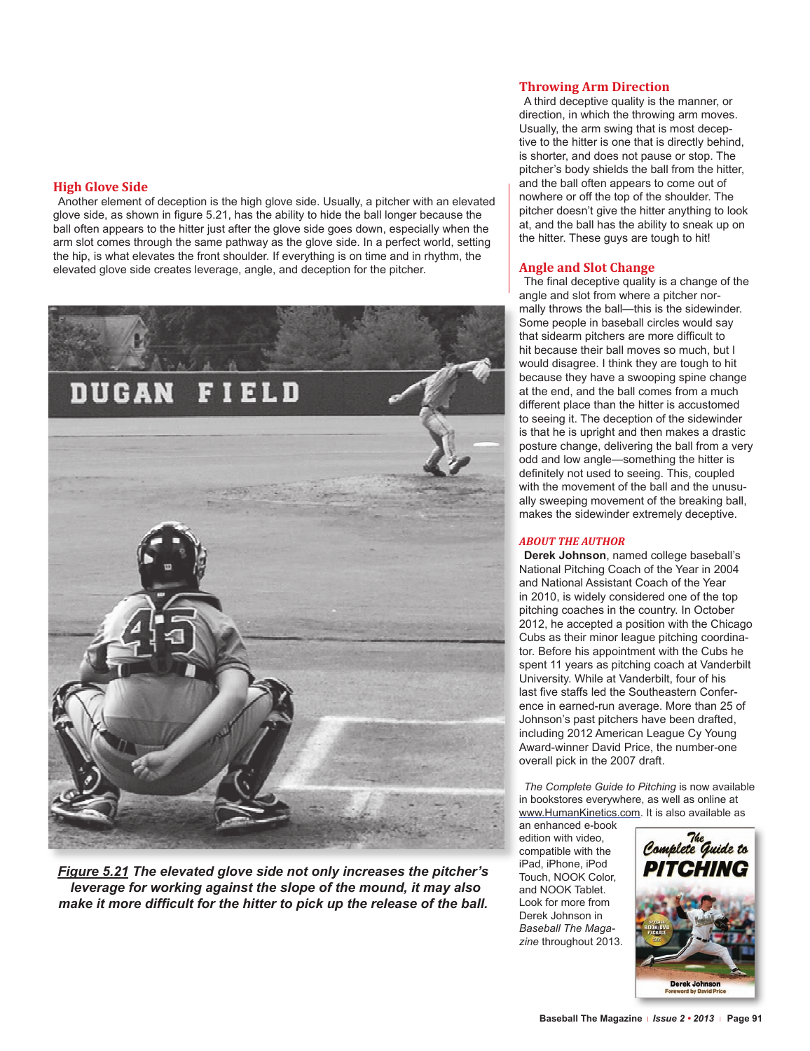## High Glove Side

Another element of deception is the high glove side. Usually, a pitcher with an elevated glove side, as shown in figure 5.21, has the ability to hide the ball longer because the ball often appears to the hitter just after the glove side goes down, especially when the arm slot comes through the same pathway as the glove side. In a perfect world, setting the hip, is what elevates the front shoulder. If everything is on time and in rhythm, the elevated glove side creates leverage, angle, and deception for the pitcher.

***Figure 5.21*** ***The elevated glove side not only increases the pitcher's leverage for working against the slope of the mound, it may also make it more difficult for the hitter to pick up the release of the ball.***

## Throwing Arm Direction

A third deceptive quality is the manner, or direction, in which the throwing arm moves. Usually, the arm swing that is most deceptive to the hitter is one that is directly behind, is shorter, and does not pause or stop. The pitcher's body shields the ball from the hitter, and the ball often appears to come out of nowhere or off the top of the shoulder. The pitcher doesn't give the hitter anything to look at, and the ball has the ability to sneak up on the hitter. These guys are tough to hit!

## Angle and Slot Change

The final deceptive quality is a change of the angle and slot from where a pitcher normally throws the ball—this is the sidewinder. Some people in baseball circles would say that sidearm pitchers are more difficult to hit because their ball moves so much, but I would disagree. I think they are tough to hit because they have a swooping spine change at the end, and the ball comes from a much different place than the hitter is accustomed to seeing it. The deception of the sidewinder is that he is upright and then makes a drastic posture change, delivering the ball from a very odd and low angle—something the hitter is definitely not used to seeing. This, coupled with the movement of the ball and the unusually sweeping movement of the breaking ball, makes the sidewinder extremely deceptive.

### *ABOUT THE AUTHOR*

**Derek Johnson**, named college baseball's National Pitching Coach of the Year in 2004 and National Assistant Coach of the Year in 2010, is widely considered one of the top pitching coaches in the country. In October 2012, he accepted a position with the Chicago Cubs as their minor league pitching coordinator. Before his appointment with the Cubs he spent 11 years as pitching coach at Vanderbilt University. While at Vanderbilt, four of his last five staffs led the Southeastern Conference in earned-run average. More than 25 of Johnson's past pitchers have been drafted, including 2012 American League Cy Young Award-winner David Price, the number-one overall pick in the 2007 draft.

*The Complete Guide to Pitching* is now available in bookstores everywhere, as well as online at www.HumanKinetics.com. It is also available as an enhanced e-book edition with video, compatible with the iPad, iPhone, iPod Touch, NOOK Color, and NOOK Tablet. Look for more from Derek Johnson in *Baseball The Magazine* throughout 2013.